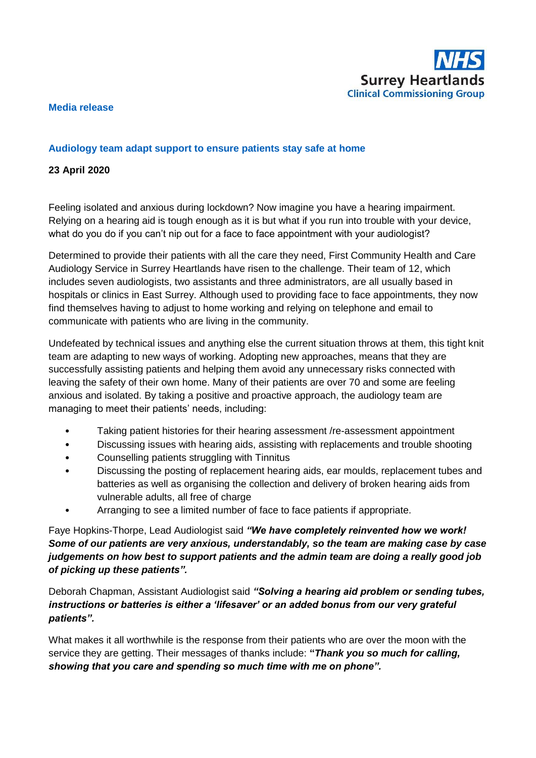NHS Surrey Heartlands Clinical Commissioning Group

**Media release**

## Audiology team adapt support to ensure patients stay safe at home

**23 April 2020**

Feeling isolated and anxious during lockdown? Now imagine you have a hearing impairment. Relying on a hearing aid is tough enough as it is but what if you run into trouble with your device, what do you do if you can't nip out for a face to face appointment with your audiologist?

Determined to provide their patients with all the care they need, First Community Health and Care Audiology Service in Surrey Heartlands have risen to the challenge. Their team of 12, which includes seven audiologists, two assistants and three administrators, are all usually based in hospitals or clinics in East Surrey. Although used to providing face to face appointments, they now find themselves having to adjust to home working and relying on telephone and email to communicate with patients who are living in the community.

Undefeated by technical issues and anything else the current situation throws at them, this tight knit team are adapting to new ways of working. Adopting new approaches, means that they are successfully assisting patients and helping them avoid any unnecessary risks connected with leaving the safety of their own home. Many of their patients are over 70 and some are feeling anxious and isolated. By taking a positive and proactive approach, the audiology team are managing to meet their patients' needs, including:

- Taking patient histories for their hearing assessment /re-assessment appointment
- Discussing issues with hearing aids, assisting with replacements and trouble shooting
- Counselling patients struggling with Tinnitus
- Discussing the posting of replacement hearing aids, ear moulds, replacement tubes and batteries as well as organising the collection and delivery of broken hearing aids from vulnerable adults, all free of charge
- Arranging to see a limited number of face to face patients if appropriate.

Faye Hopkins-Thorpe, Lead Audiologist said ***"We have completely reinvented how we work! Some of our patients are very anxious, understandably, so the team are making case by case judgements on how best to support patients and the admin team are doing a really good job of picking up these patients".***

Deborah Chapman, Assistant Audiologist said ***"Solving a hearing aid problem or sending tubes, instructions or batteries is either a 'lifesaver' or an added bonus from our very grateful patients".***

What makes it all worthwhile is the response from their patients who are over the moon with the service they are getting. Their messages of thanks include: ***"Thank you so much for calling, showing that you care and spending so much time with me on phone".***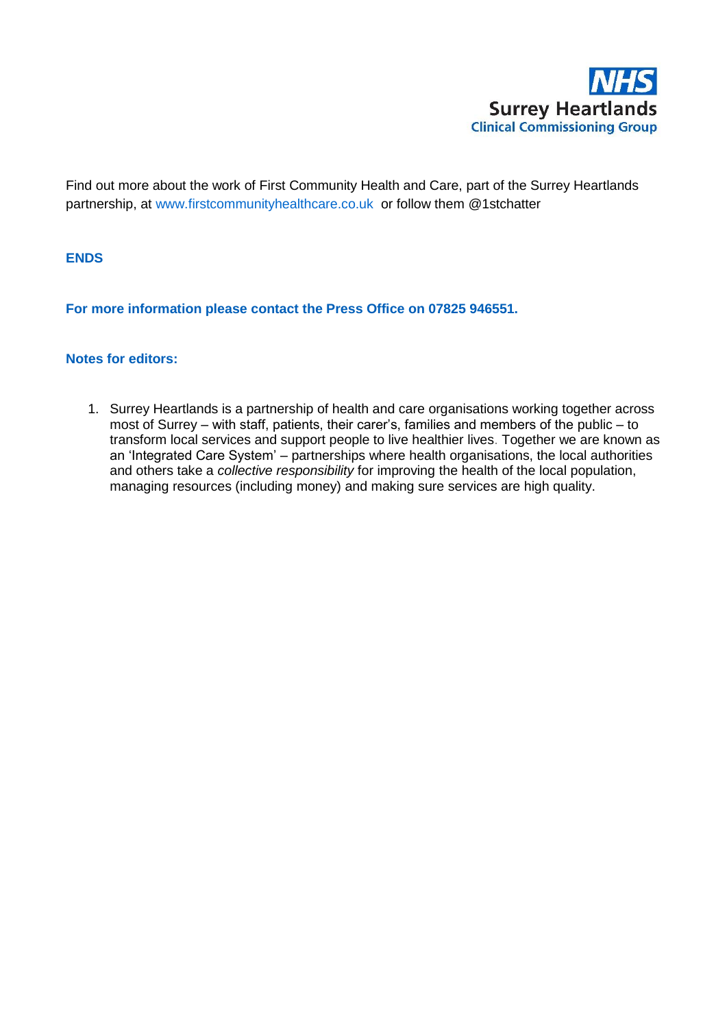NHS
Surrey Heartlands
Clinical Commissioning Group

Find out more about the work of First Community Health and Care, part of the Surrey Heartlands partnership, at www.firstcommunityhealthcare.co.uk or follow them @1stchatter

**ENDS**

**For more information please contact the Press Office on 07825 946551.**

**Notes for editors:**

1. Surrey Heartlands is a partnership of health and care organisations working together across most of Surrey – with staff, patients, their carer's, families and members of the public – to transform local services and support people to live healthier lives. Together we are known as an 'Integrated Care System' – partnerships where health organisations, the local authorities and others take a *collective responsibility* for improving the health of the local population, managing resources (including money) and making sure services are high quality.